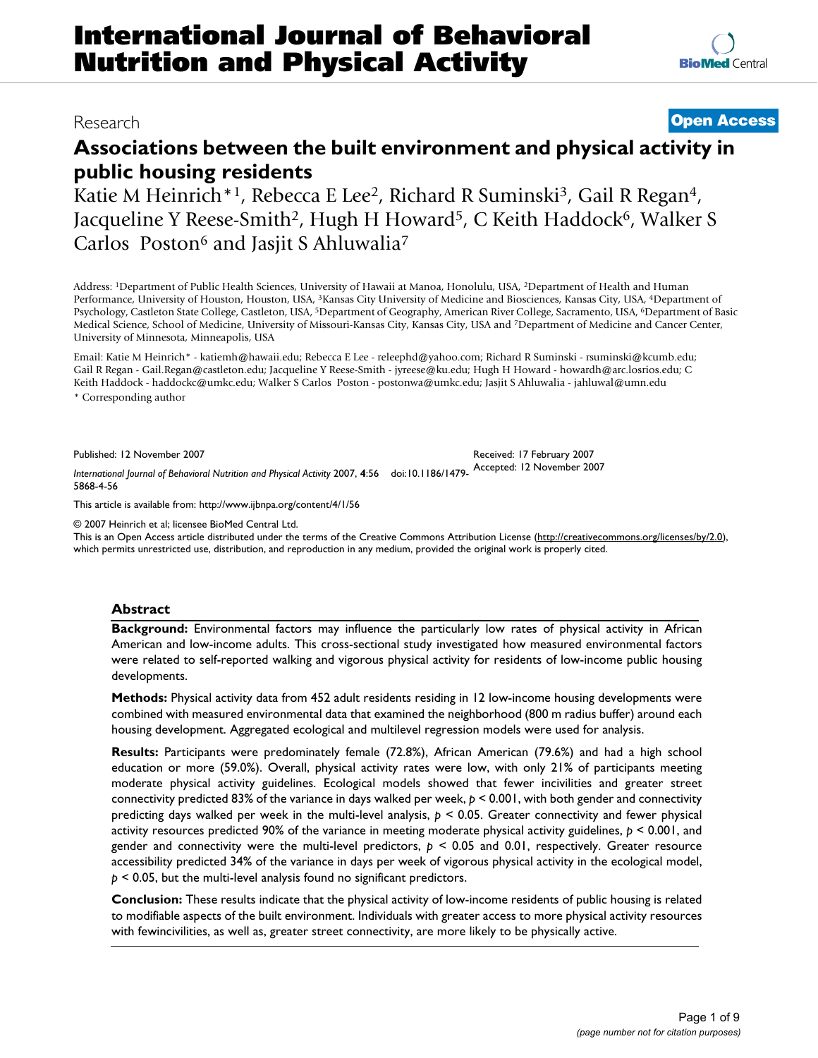# Associations between the built environment and physical activity in public housing residents

Katie M Heinrich*[1], Rebecca E Lee[2], Richard R Suminski[3], Gail R Regan[4], Jacqueline Y Reese-Smith[2], Hugh H Howard[5], C Keith Haddock[6], Walker S Carlos Poston[6] and Jasjit S Ahluwalia[7]

Address: [1]Department of Public Health Sciences, University of Hawaii at Manoa, Honolulu, USA, [2]Department of Health and Human Performance, University of Houston, Houston, USA, [3]Kansas City University of Medicine and Biosciences, Kansas City, USA, [4]Department of Psychology, Castleton State College, Castleton, USA, [5]Department of Geography, American River College, Sacramento, USA, [6]Department of Basic Medical Science, School of Medicine, University of Missouri-Kansas City, Kansas City, USA and [7]Department of Medicine and Cancer Center, University of Minnesota, Minneapolis, USA

Email: Katie M Heinrich* - katiemh@hawaii.edu; Rebecca E Lee - releephd@yahoo.com; Richard R Suminski - rsuminski@kcumb.edu; Gail R Regan - Gail.Regan@castleton.edu; Jacqueline Y Reese-Smith - jyreese@ku.edu; Hugh H Howard - howardh@arc.losrios.edu; C Keith Haddock - haddockc@umkc.edu; Walker S Carlos Poston - postonwa@umkc.edu; Jasjit S Ahluwalia - jahluwal@umn.edu

\* Corresponding author

Published: 12 November 2007

Received: 17 February 2007

Accepted: 12 November 2007

*International Journal of Behavioral Nutrition and Physical Activity* 2007, **4**:56 doi:10.1186/1479-5868-4-56

This article is available from: http://www.ijbnpa.org/content/4/1/56

© 2007 Heinrich et al; licensee BioMed Central Ltd.

This is an Open Access article distributed under the terms of the Creative Commons Attribution License (http://creativecommons.org/licenses/by/2.0), which permits unrestricted use, distribution, and reproduction in any medium, provided the original work is properly cited.

## Abstract

**Background:** Environmental factors may influence the particularly low rates of physical activity in African American and low-income adults. This cross-sectional study investigated how measured environmental factors were related to self-reported walking and vigorous physical activity for residents of low-income public housing developments.

**Methods:** Physical activity data from 452 adult residents residing in 12 low-income housing developments were combined with measured environmental data that examined the neighborhood (800 m radius buffer) around each housing development. Aggregated ecological and multilevel regression models were used for analysis.

**Results:** Participants were predominately female (72.8%), African American (79.6%) and had a high school education or more (59.0%). Overall, physical activity rates were low, with only 21% of participants meeting moderate physical activity guidelines. Ecological models showed that fewer incivilities and greater street connectivity predicted 83% of the variance in days walked per week, $p < 0.001$, with both gender and connectivity predicting days walked per week in the multi-level analysis, $p < 0.05$. Greater connectivity and fewer physical activity resources predicted 90% of the variance in meeting moderate physical activity guidelines, $p < 0.001$, and gender and connectivity were the multi-level predictors, $p < 0.05$ and 0.01, respectively. Greater resource accessibility predicted 34% of the variance in days per week of vigorous physical activity in the ecological model, $p < 0.05$, but the multi-level analysis found no significant predictors.

**Conclusion:** These results indicate that the physical activity of low-income residents of public housing is related to modifiable aspects of the built environment. Individuals with greater access to more physical activity resources with fewincivilities, as well as, greater street connectivity, are more likely to be physically active.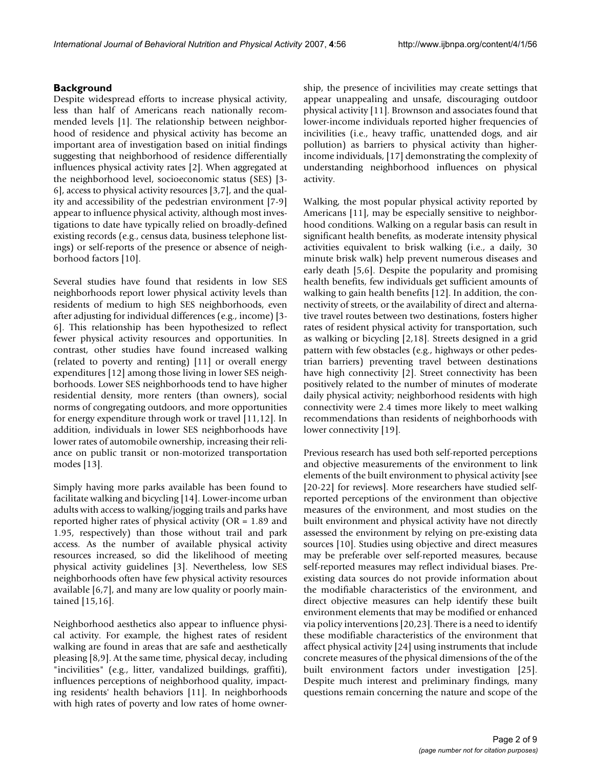## Background

Despite widespread efforts to increase physical activity, less than half of Americans reach nationally recommended levels [1]. The relationship between neighborhood of residence and physical activity has become an important area of investigation based on initial findings suggesting that neighborhood of residence differentially influences physical activity rates [2]. When aggregated at the neighborhood level, socioeconomic status (SES) [3-6], access to physical activity resources [3,7], and the quality and accessibility of the pedestrian environment [7-9] appear to influence physical activity, although most investigations to date have typically relied on broadly-defined existing records (e.g., census data, business telephone listings) or self-reports of the presence or absence of neighborhood factors [10].

Several studies have found that residents in low SES neighborhoods report lower physical activity levels than residents of medium to high SES neighborhoods, even after adjusting for individual differences (e.g., income) [3-6]. This relationship has been hypothesized to reflect fewer physical activity resources and opportunities. In contrast, other studies have found increased walking (related to poverty and renting) [11] or overall energy expenditures [12] among those living in lower SES neighborhoods. Lower SES neighborhoods tend to have higher residential density, more renters (than owners), social norms of congregating outdoors, and more opportunities for energy expenditure through work or travel [11,12]. In addition, individuals in lower SES neighborhoods have lower rates of automobile ownership, increasing their reliance on public transit or non-motorized transportation modes [13].

Simply having more parks available has been found to facilitate walking and bicycling [14]. Lower-income urban adults with access to walking/jogging trails and parks have reported higher rates of physical activity (OR = 1.89 and 1.95, respectively) than those without trail and park access. As the number of available physical activity resources increased, so did the likelihood of meeting physical activity guidelines [3]. Nevertheless, low SES neighborhoods often have few physical activity resources available [6,7], and many are low quality or poorly maintained [15,16].

Neighborhood aesthetics also appear to influence physical activity. For example, the highest rates of resident walking are found in areas that are safe and aesthetically pleasing [8,9]. At the same time, physical decay, including "incivilities" (e.g., litter, vandalized buildings, graffiti), influences perceptions of neighborhood quality, impacting residents' health behaviors [11]. In neighborhoods with high rates of poverty and low rates of home ownership, the presence of incivilities may create settings that appear unappealing and unsafe, discouraging outdoor physical activity [11]. Brownson and associates found that lower-income individuals reported higher frequencies of incivilities (i.e., heavy traffic, unattended dogs, and air pollution) as barriers to physical activity than higher-income individuals, [17] demonstrating the complexity of understanding neighborhood influences on physical activity.

Walking, the most popular physical activity reported by Americans [11], may be especially sensitive to neighborhood conditions. Walking on a regular basis can result in significant health benefits, as moderate intensity physical activities equivalent to brisk walking (i.e., a daily, 30 minute brisk walk) help prevent numerous diseases and early death [5,6]. Despite the popularity and promising health benefits, few individuals get sufficient amounts of walking to gain health benefits [12]. In addition, the connectivity of streets, or the availability of direct and alternative travel routes between two destinations, fosters higher rates of resident physical activity for transportation, such as walking or bicycling [2,18]. Streets designed in a grid pattern with few obstacles (e.g., highways or other pedestrian barriers) preventing travel between destinations have high connectivity [2]. Street connectivity has been positively related to the number of minutes of moderate daily physical activity; neighborhood residents with high connectivity were 2.4 times more likely to meet walking recommendations than residents of neighborhoods with lower connectivity [19].

Previous research has used both self-reported perceptions and objective measurements of the environment to link elements of the built environment to physical activity [see [20-22] for reviews]. More researchers have studied self-reported perceptions of the environment than objective measures of the environment, and most studies on the built environment and physical activity have not directly assessed the environment by relying on pre-existing data sources [10]. Studies using objective and direct measures may be preferable over self-reported measures, because self-reported measures may reflect individual biases. Pre-existing data sources do not provide information about the modifiable characteristics of the environment, and direct objective measures can help identify these built environment elements that may be modified or enhanced via policy interventions [20,23]. There is a need to identify these modifiable characteristics of the environment that affect physical activity [24] using instruments that include concrete measures of the physical dimensions of the of the built environment factors under investigation [25]. Despite much interest and preliminary findings, many questions remain concerning the nature and scope of the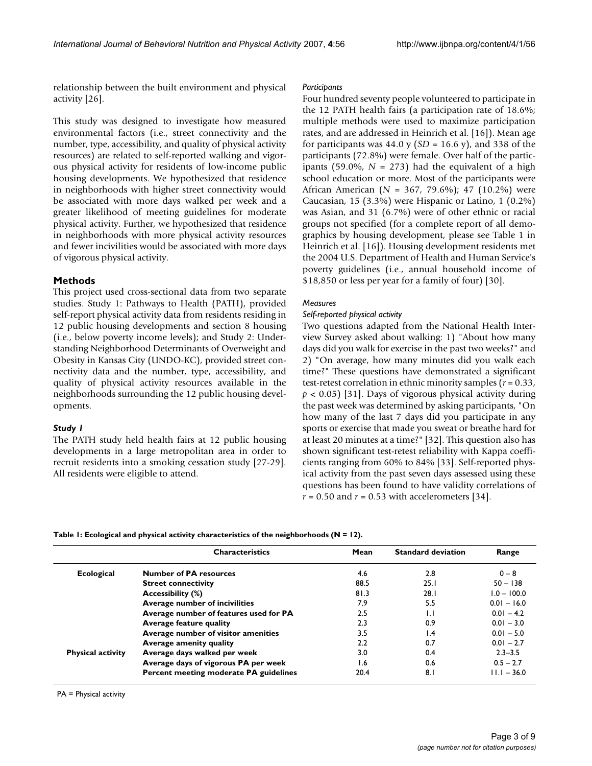relationship between the built environment and physical activity [26].

This study was designed to investigate how measured environmental factors (i.e., street connectivity and the number, type, accessibility, and quality of physical activity resources) are related to self-reported walking and vigorous physical activity for residents of low-income public housing developments. We hypothesized that residence in neighborhoods with higher street connectivity would be associated with more days walked per week and a greater likelihood of meeting guidelines for moderate physical activity. Further, we hypothesized that residence in neighborhoods with more physical activity resources and fewer incivilities would be associated with more days of vigorous physical activity.

## Methods

This project used cross-sectional data from two separate studies. Study 1: Pathways to Health (PATH), provided self-report physical activity data from residents residing in 12 public housing developments and section 8 housing (i.e., below poverty income levels); and Study 2: Understanding Neighborhood Determinants of Overweight and Obesity in Kansas City (UNDO-KC), provided street connectivity data and the number, type, accessibility, and quality of physical activity resources available in the neighborhoods surrounding the 12 public housing developments.

### *Study 1*

The PATH study held health fairs at 12 public housing developments in a large metropolitan area in order to recruit residents into a smoking cessation study [27-29]. All residents were eligible to attend.

#### *Participants*

Four hundred seventy people volunteered to participate in the 12 PATH health fairs (a participation rate of 18.6%; multiple methods were used to maximize participation rates, and are addressed in Heinrich et al. [16]). Mean age for participants was 44.0 y (*SD* = 16.6 y), and 338 of the participants (72.8%) were female. Over half of the participants (59.0%, *N* = 273) had the equivalent of a high school education or more. Most of the participants were African American (*N* = 367, 79.6%); 47 (10.2%) were Caucasian, 15 (3.3%) were Hispanic or Latino, 1 (0.2%) was Asian, and 31 (6.7%) were of other ethnic or racial groups not specified (for a complete report of all demographics by housing development, please see Table 1 in Heinrich et al. [16]). Housing development residents met the 2004 U.S. Department of Health and Human Service's poverty guidelines (i.e., annual household income of \$18,850 or less per year for a family of four) [30].

#### *Measures*

#### *Self-reported physical activity*

Two questions adapted from the National Health Interview Survey asked about walking: 1) "About how many days did you walk for exercise in the past two weeks?" and 2) "On average, how many minutes did you walk each time?" These questions have demonstrated a significant test-retest correlation in ethnic minority samples ($r = 0.33$, $p < 0.05$) [31]. Days of vigorous physical activity during the past week was determined by asking participants, "On how many of the last 7 days did you participate in any sports or exercise that made you sweat or breathe hard for at least 20 minutes at a time?" [32]. This question also has shown significant test-retest reliability with Kappa coefficients ranging from 60% to 84% [33]. Self-reported physical activity from the past seven days assessed using these questions has been found to have validity correlations of $r = 0.50$ and $r = 0.53$ with accelerometers [34].

**Table 1: Ecological and physical activity characteristics of the neighborhoods (N = 12).**

| | Characteristics | Mean | Standard deviation | Range |
|---|---|---|---|---|
| **Ecological** | **Number of PA resources** | 4.6 | 2.8 | 0 – 8 |
| | **Street connectivity** | 88.5 | 25.1 | 50 – 138 |
| | **Accessibility (%)** | 81.3 | 28.1 | 1.0 – 100.0 |
| | **Average number of incivilities** | 7.9 | 5.5 | 0.01 – 16.0 |
| | **Average number of features used for PA** | 2.5 | 1.1 | 0.01 – 4.2 |
| | **Average feature quality** | 2.3 | 0.9 | 0.01 – 3.0 |
| | **Average number of visitor amenities** | 3.5 | 1.4 | 0.01 – 5.0 |
| | **Average amenity quality** | 2.2 | 0.7 | 0.01 – 2.7 |
| **Physical activity** | **Average days walked per week** | 3.0 | 0.4 | 2.3–3.5 |
| | **Average days of vigorous PA per week** | 1.6 | 0.6 | 0.5 – 2.7 |
| | **Percent meeting moderate PA guidelines** | 20.4 | 8.1 | 11.1 – 36.0 |

PA = Physical activity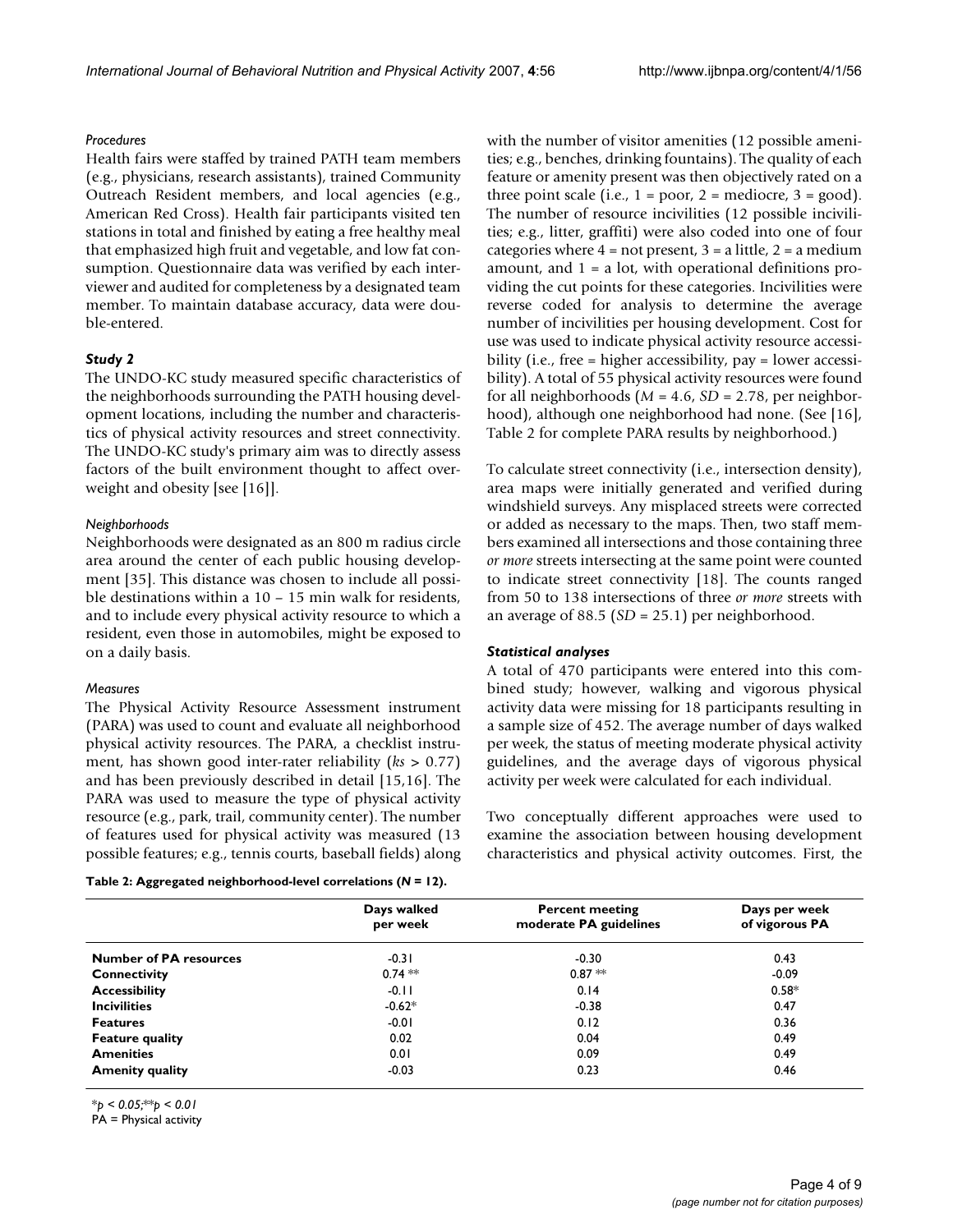#### *Procedures*

Health fairs were staffed by trained PATH team members (e.g., physicians, research assistants), trained Community Outreach Resident members, and local agencies (e.g., American Red Cross). Health fair participants visited ten stations in total and finished by eating a free healthy meal that emphasized high fruit and vegetable, and low fat consumption. Questionnaire data was verified by each interviewer and audited for completeness by a designated team member. To maintain database accuracy, data were double-entered.

### *Study 2*

The UNDO-KC study measured specific characteristics of the neighborhoods surrounding the PATH housing development locations, including the number and characteristics of physical activity resources and street connectivity. The UNDO-KC study's primary aim was to directly assess factors of the built environment thought to affect overweight and obesity [see [16]].

#### *Neighborhoods*

Neighborhoods were designated as an 800 m radius circle area around the center of each public housing development [35]. This distance was chosen to include all possible destinations within a 10 – 15 min walk for residents, and to include every physical activity resource to which a resident, even those in automobiles, might be exposed to on a daily basis.

#### *Measures*

The Physical Activity Resource Assessment instrument (PARA) was used to count and evaluate all neighborhood physical activity resources. The PARA, a checklist instrument, has shown good inter-rater reliability (*ks* > 0.77) and has been previously described in detail [15,16]. The PARA was used to measure the type of physical activity resource (e.g., park, trail, community center). The number of features used for physical activity was measured (13 possible features; e.g., tennis courts, baseball fields) along with the number of visitor amenities (12 possible amenities; e.g., benches, drinking fountains). The quality of each feature or amenity present was then objectively rated on a three point scale (i.e., 1 = poor, 2 = mediocre, 3 = good). The number of resource incivilities (12 possible incivilities; e.g., litter, graffiti) were also coded into one of four categories where 4 = not present, 3 = a little, 2 = a medium amount, and 1 = a lot, with operational definitions providing the cut points for these categories. Incivilities were reverse coded for analysis to determine the average number of incivilities per housing development. Cost for use was used to indicate physical activity resource accessibility (i.e., free = higher accessibility, pay = lower accessibility). A total of 55 physical activity resources were found for all neighborhoods (*M* = 4.6, *SD* = 2.78, per neighborhood), although one neighborhood had none. (See [16], Table 2 for complete PARA results by neighborhood.)

To calculate street connectivity (i.e., intersection density), area maps were initially generated and verified during windshield surveys. Any misplaced streets were corrected or added as necessary to the maps. Then, two staff members examined all intersections and those containing three *or more* streets intersecting at the same point were counted to indicate street connectivity [18]. The counts ranged from 50 to 138 intersections of three *or more* streets with an average of 88.5 (*SD* = 25.1) per neighborhood.

### *Statistical analyses*

A total of 470 participants were entered into this combined study; however, walking and vigorous physical activity data were missing for 18 participants resulting in a sample size of 452. The average number of days walked per week, the status of meeting moderate physical activity guidelines, and the average days of vigorous physical activity per week were calculated for each individual.

Two conceptually different approaches were used to examine the association between housing development characteristics and physical activity outcomes. First, the

**Table 2: Aggregated neighborhood-level correlations (*N* = 12).**

| | Days walked per week | Percent meeting moderate PA guidelines | Days per week of vigorous PA |
|---|---|---|---|
| **Number of PA resources** | -0.31 | -0.30 | 0.43 |
| **Connectivity** | 0.74 ** | 0.87 ** | -0.09 |
| **Accessibility** | -0.11 | 0.14 | 0.58* |
| **Incivilities** | -0.62* | -0.38 | 0.47 |
| **Features** | -0.01 | 0.12 | 0.36 |
| **Feature quality** | 0.02 | 0.04 | 0.49 |
| **Amenities** | 0.01 | 0.09 | 0.49 |
| **Amenity quality** | -0.03 | 0.23 | 0.46 |

**p* < 0.05;***p* < 0.01
PA = Physical activity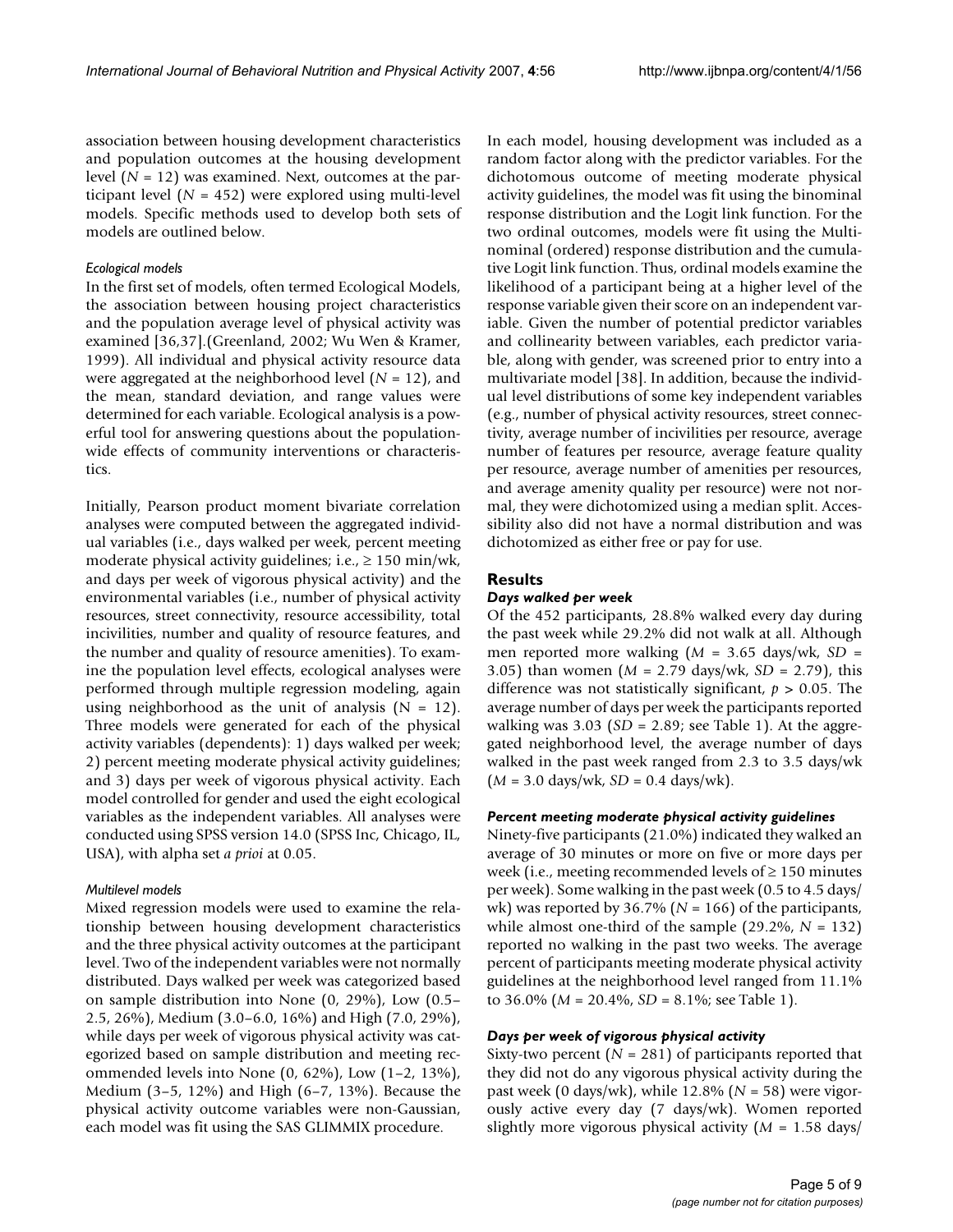association between housing development characteristics and population outcomes at the housing development level ($N = 12$) was examined. Next, outcomes at the participant level ($N = 452$) were explored using multi-level models. Specific methods used to develop both sets of models are outlined below.

#### *Ecological models*

In the first set of models, often termed Ecological Models, the association between housing project characteristics and the population average level of physical activity was examined [36,37].(Greenland, 2002; Wu Wen & Kramer, 1999). All individual and physical activity resource data were aggregated at the neighborhood level ($N = 12$), and the mean, standard deviation, and range values were determined for each variable. Ecological analysis is a powerful tool for answering questions about the population-wide effects of community interventions or characteristics.

Initially, Pearson product moment bivariate correlation analyses were computed between the aggregated individual variables (i.e., days walked per week, percent meeting moderate physical activity guidelines; i.e., ≥ 150 min/wk, and days per week of vigorous physical activity) and the environmental variables (i.e., number of physical activity resources, street connectivity, resource accessibility, total incivilities, number and quality of resource features, and the number and quality of resource amenities). To examine the population level effects, ecological analyses were performed through multiple regression modeling, again using neighborhood as the unit of analysis ($N = 12$). Three models were generated for each of the physical activity variables (dependents): 1) days walked per week; 2) percent meeting moderate physical activity guidelines; and 3) days per week of vigorous physical activity. Each model controlled for gender and used the eight ecological variables as the independent variables. All analyses were conducted using SPSS version 14.0 (SPSS Inc, Chicago, IL, USA), with alpha set *a prioi* at 0.05.

#### *Multilevel models*

Mixed regression models were used to examine the relationship between housing development characteristics and the three physical activity outcomes at the participant level. Two of the independent variables were not normally distributed. Days walked per week was categorized based on sample distribution into None (0, 29%), Low (0.5–2.5, 26%), Medium (3.0–6.0, 16%) and High (7.0, 29%), while days per week of vigorous physical activity was categorized based on sample distribution and meeting recommended levels into None (0, 62%), Low (1–2, 13%), Medium (3–5, 12%) and High (6–7, 13%). Because the physical activity outcome variables were non-Gaussian, each model was fit using the SAS GLIMMIX procedure.

In each model, housing development was included as a random factor along with the predictor variables. For the dichotomous outcome of meeting moderate physical activity guidelines, the model was fit using the binominal response distribution and the Logit link function. For the two ordinal outcomes, models were fit using the Multinominal (ordered) response distribution and the cumulative Logit link function. Thus, ordinal models examine the likelihood of a participant being at a higher level of the response variable given their score on an independent variable. Given the number of potential predictor variables and collinearity between variables, each predictor variable, along with gender, was screened prior to entry into a multivariate model [38]. In addition, because the individual level distributions of some key independent variables (e.g., number of physical activity resources, street connectivity, average number of incivilities per resource, average number of features per resource, average feature quality per resource, average number of amenities per resources, and average amenity quality per resource) were not normal, they were dichotomized using a median split. Accessibility also did not have a normal distribution and was dichotomized as either free or pay for use.

## Results

### *Days walked per week*

Of the 452 participants, 28.8% walked every day during the past week while 29.2% did not walk at all. Although men reported more walking ($M = 3.65$ days/wk, $SD = 3.05$) than women ($M = 2.79$ days/wk, $SD = 2.79$), this difference was not statistically significant, $p > 0.05$. The average number of days per week the participants reported walking was 3.03 ($SD = 2.89$; see Table 1). At the aggregated neighborhood level, the average number of days walked in the past week ranged from 2.3 to 3.5 days/wk ($M = 3.0$ days/wk, $SD = 0.4$ days/wk).

### *Percent meeting moderate physical activity guidelines*

Ninety-five participants (21.0%) indicated they walked an average of 30 minutes or more on five or more days per week (i.e., meeting recommended levels of ≥ 150 minutes per week). Some walking in the past week (0.5 to 4.5 days/wk) was reported by 36.7% ($N = 166$) of the participants, while almost one-third of the sample (29.2%, $N = 132$) reported no walking in the past two weeks. The average percent of participants meeting moderate physical activity guidelines at the neighborhood level ranged from 11.1% to 36.0% ($M = 20.4\%$, $SD = 8.1\%$; see Table 1).

### *Days per week of vigorous physical activity*

Sixty-two percent ($N = 281$) of participants reported that they did not do any vigorous physical activity during the past week (0 days/wk), while 12.8% ($N = 58$) were vigorously active every day (7 days/wk). Women reported slightly more vigorous physical activity ($M = 1.58$ days/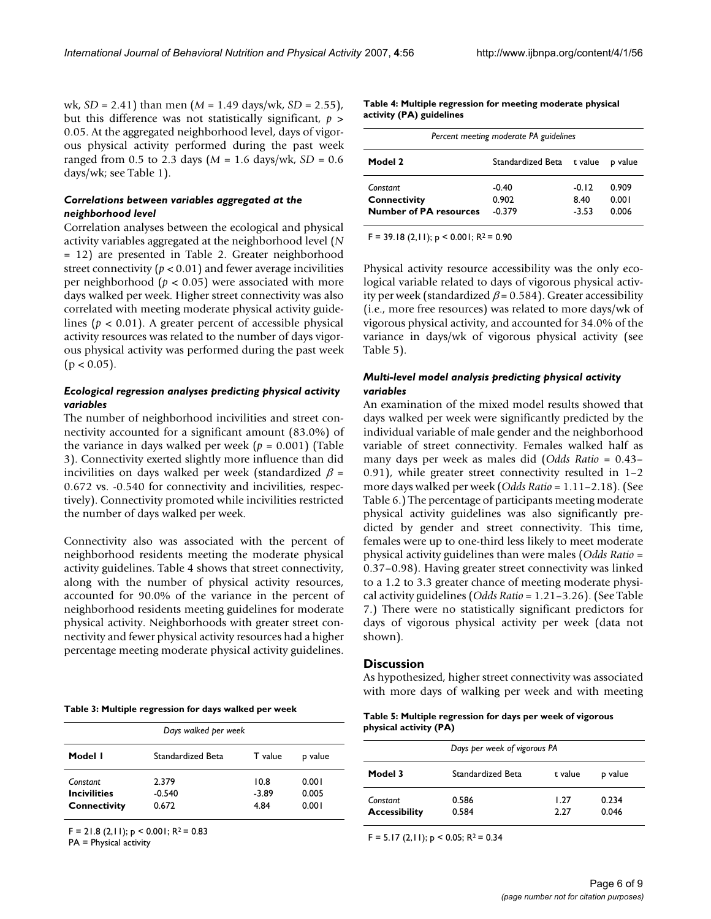wk, $SD = 2.41$) than men ($M = 1.49$ days/wk, $SD = 2.55$), but this difference was not statistically significant, $p > 0.05$. At the aggregated neighborhood level, days of vigorous physical activity performed during the past week ranged from 0.5 to 2.3 days ($M = 1.6$ days/wk, $SD = 0.6$ days/wk; see Table 1).

### *Correlations between variables aggregated at the neighborhood level*

Correlation analyses between the ecological and physical activity variables aggregated at the neighborhood level ($N = 12$) are presented in Table 2. Greater neighborhood street connectivity ($p < 0.01$) and fewer average incivilities per neighborhood ($p < 0.05$) were associated with more days walked per week. Higher street connectivity was also correlated with meeting moderate physical activity guidelines ($p < 0.01$). A greater percent of accessible physical activity resources was related to the number of days vigorous physical activity was performed during the past week ($p < 0.05$).

### *Ecological regression analyses predicting physical activity variables*

The number of neighborhood incivilities and street connectivity accounted for a significant amount (83.0%) of the variance in days walked per week ($p = 0.001$) (Table 3). Connectivity exerted slightly more influence than did incivilities on days walked per week (standardized $\beta$ = 0.672 vs. -0.540 for connectivity and incivilities, respectively). Connectivity promoted while incivilities restricted the number of days walked per week.

Connectivity also was associated with the percent of neighborhood residents meeting the moderate physical activity guidelines. Table 4 shows that street connectivity, along with the number of physical activity resources, accounted for 90.0% of the variance in the percent of neighborhood residents meeting guidelines for moderate physical activity. Neighborhoods with greater street connectivity and fewer physical activity resources had a higher percentage meeting moderate physical activity guidelines.

**Table 3: Multiple regression for days walked per week**

| *Days walked per week* | | | |
|---|---|---|---|
| **Model 1** | Standardized Beta | T value | p value |
| *Constant* | 2.379 | 10.8 | 0.001 |
| **Incivilities** | -0.540 | -3.89 | 0.005 |
| **Connectivity** | 0.672 | 4.84 | 0.001 |

$F = 21.8$ (2,11); $p < 0.001$; $R^2 = 0.83$
PA = Physical activity

**Table 4: Multiple regression for meeting moderate physical activity (PA) guidelines**

| *Percent meeting moderate PA guidelines* | | | |
|---|---|---|---|
| **Model 2** | Standardized Beta | t value | p value |
| *Constant* | -0.40 | -0.12 | 0.909 |
| **Connectivity** | 0.902 | 8.40 | 0.001 |
| **Number of PA resources** | -0.379 | -3.53 | 0.006 |

$F = 39.18$ (2,11); $p < 0.001$; $R^2 = 0.90$

Physical activity resource accessibility was the only ecological variable related to days of vigorous physical activity per week (standardized $\beta = 0.584$). Greater accessibility (i.e., more free resources) was related to more days/wk of vigorous physical activity, and accounted for 34.0% of the variance in days/wk of vigorous physical activity (see Table 5).

### *Multi-level model analysis predicting physical activity variables*

An examination of the mixed model results showed that days walked per week were significantly predicted by the individual variable of male gender and the neighborhood variable of street connectivity. Females walked half as many days per week as males did (*Odds Ratio* = 0.43–0.91), while greater street connectivity resulted in 1–2 more days walked per week (*Odds Ratio* = 1.11–2.18). (See Table 6.) The percentage of participants meeting moderate physical activity guidelines was also significantly predicted by gender and street connectivity. This time, females were up to one-third less likely to meet moderate physical activity guidelines than were males (*Odds Ratio* = 0.37–0.98). Having greater street connectivity was linked to a 1.2 to 3.3 greater chance of meeting moderate physical activity guidelines (*Odds Ratio* = 1.21–3.26). (See Table 7.) There were no statistically significant predictors for days of vigorous physical activity per week (data not shown).

## Discussion

As hypothesized, higher street connectivity was associated with more days of walking per week and with meeting

**Table 5: Multiple regression for days per week of vigorous physical activity (PA)**

| *Days per week of vigorous PA* | | | |
|---|---|---|---|
| **Model 3** | Standardized Beta | t value | p value |
| *Constant* | 0.586 | 1.27 | 0.234 |
| **Accessibility** | 0.584 | 2.27 | 0.046 |

$F = 5.17$ (2,11); $p < 0.05$; $R^2 = 0.34$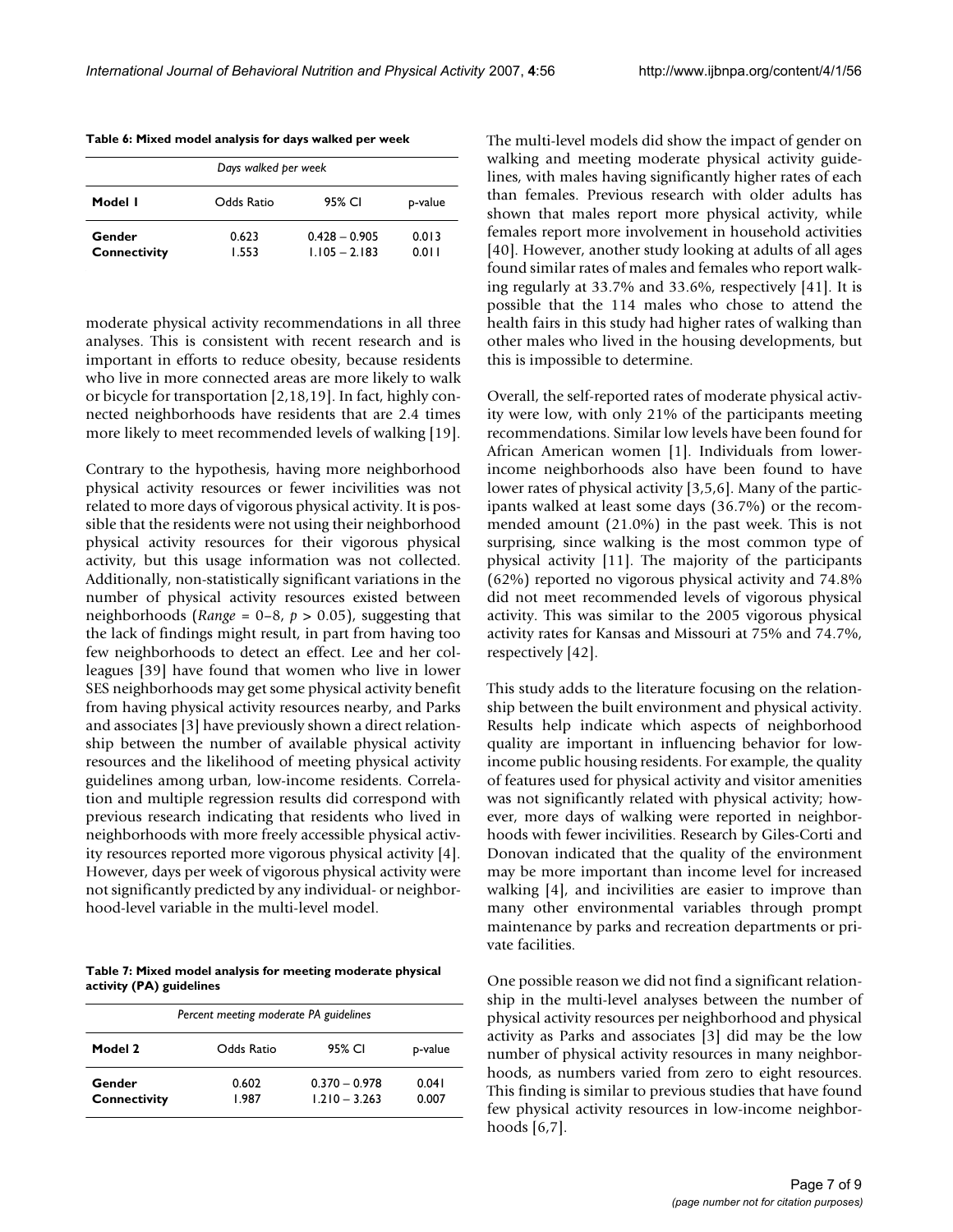**Table 6: Mixed model analysis for days walked per week**

| *Days walked per week* | | | |
|---|---|---|---|
| **Model 1** | Odds Ratio | 95% CI | p-value |
| **Gender** | 0.623 | 0.428 – 0.905 | 0.013 |
| **Connectivity** | 1.553 | 1.105 – 2.183 | 0.011 |

moderate physical activity recommendations in all three analyses. This is consistent with recent research and is important in efforts to reduce obesity, because residents who live in more connected areas are more likely to walk or bicycle for transportation [2,18,19]. In fact, highly connected neighborhoods have residents that are 2.4 times more likely to meet recommended levels of walking [19].

Contrary to the hypothesis, having more neighborhood physical activity resources or fewer incivilities was not related to more days of vigorous physical activity. It is possible that the residents were not using their neighborhood physical activity resources for their vigorous physical activity, but this usage information was not collected. Additionally, non-statistically significant variations in the number of physical activity resources existed between neighborhoods (*Range* = 0–8, $p > 0.05$), suggesting that the lack of findings might result, in part from having too few neighborhoods to detect an effect. Lee and her colleagues [39] have found that women who live in lower SES neighborhoods may get some physical activity benefit from having physical activity resources nearby, and Parks and associates [3] have previously shown a direct relationship between the number of available physical activity resources and the likelihood of meeting physical activity guidelines among urban, low-income residents. Correlation and multiple regression results did correspond with previous research indicating that residents who lived in neighborhoods with more freely accessible physical activity resources reported more vigorous physical activity [4]. However, days per week of vigorous physical activity were not significantly predicted by any individual- or neighborhood-level variable in the multi-level model.

**Table 7: Mixed model analysis for meeting moderate physical activity (PA) guidelines**

| *Percent meeting moderate PA guidelines* | | | |
|---|---|---|---|
| **Model 2** | Odds Ratio | 95% CI | p-value |
| **Gender** | 0.602 | 0.370 – 0.978 | 0.041 |
| **Connectivity** | 1.987 | 1.210 – 3.263 | 0.007 |

The multi-level models did show the impact of gender on walking and meeting moderate physical activity guidelines, with males having significantly higher rates of each than females. Previous research with older adults has shown that males report more physical activity, while females report more involvement in household activities [40]. However, another study looking at adults of all ages found similar rates of males and females who report walking regularly at 33.7% and 33.6%, respectively [41]. It is possible that the 114 males who chose to attend the health fairs in this study had higher rates of walking than other males who lived in the housing developments, but this is impossible to determine.

Overall, the self-reported rates of moderate physical activity were low, with only 21% of the participants meeting recommendations. Similar low levels have been found for African American women [1]. Individuals from lower-income neighborhoods also have been found to have lower rates of physical activity [3,5,6]. Many of the participants walked at least some days (36.7%) or the recommended amount (21.0%) in the past week. This is not surprising, since walking is the most common type of physical activity [11]. The majority of the participants (62%) reported no vigorous physical activity and 74.8% did not meet recommended levels of vigorous physical activity. This was similar to the 2005 vigorous physical activity rates for Kansas and Missouri at 75% and 74.7%, respectively [42].

This study adds to the literature focusing on the relationship between the built environment and physical activity. Results help indicate which aspects of neighborhood quality are important in influencing behavior for low-income public housing residents. For example, the quality of features used for physical activity and visitor amenities was not significantly related with physical activity; however, more days of walking were reported in neighborhoods with fewer incivilities. Research by Giles-Corti and Donovan indicated that the quality of the environment may be more important than income level for increased walking [4], and incivilities are easier to improve than many other environmental variables through prompt maintenance by parks and recreation departments or private facilities.

One possible reason we did not find a significant relationship in the multi-level analyses between the number of physical activity resources per neighborhood and physical activity as Parks and associates [3] did may be the low number of physical activity resources in many neighborhoods, as numbers varied from zero to eight resources. This finding is similar to previous studies that have found few physical activity resources in low-income neighborhoods [6,7].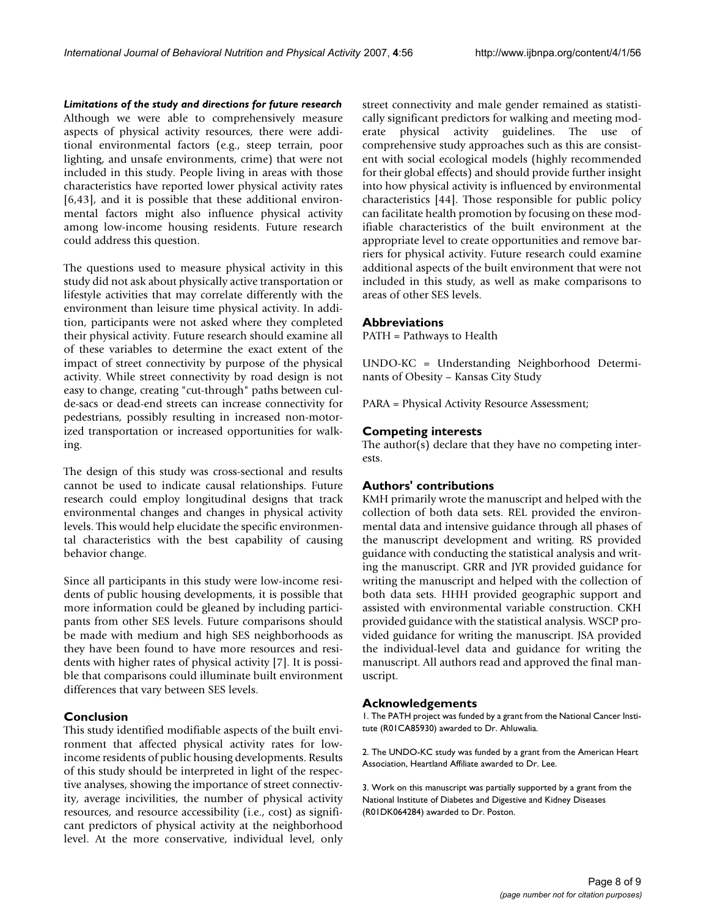### *Limitations of the study and directions for future research*

Although we were able to comprehensively measure aspects of physical activity resources, there were additional environmental factors (e.g., steep terrain, poor lighting, and unsafe environments, crime) that were not included in this study. People living in areas with those characteristics have reported lower physical activity rates [6,43], and it is possible that these additional environmental factors might also influence physical activity among low-income housing residents. Future research could address this question.

The questions used to measure physical activity in this study did not ask about physically active transportation or lifestyle activities that may correlate differently with the environment than leisure time physical activity. In addition, participants were not asked where they completed their physical activity. Future research should examine all of these variables to determine the exact extent of the impact of street connectivity by purpose of the physical activity. While street connectivity by road design is not easy to change, creating "cut-through" paths between cul-de-sacs or dead-end streets can increase connectivity for pedestrians, possibly resulting in increased non-motorized transportation or increased opportunities for walking.

The design of this study was cross-sectional and results cannot be used to indicate causal relationships. Future research could employ longitudinal designs that track environmental changes and changes in physical activity levels. This would help elucidate the specific environmental characteristics with the best capability of causing behavior change.

Since all participants in this study were low-income residents of public housing developments, it is possible that more information could be gleaned by including participants from other SES levels. Future comparisons should be made with medium and high SES neighborhoods as they have been found to have more resources and residents with higher rates of physical activity [7]. It is possible that comparisons could illuminate built environment differences that vary between SES levels.

## Conclusion

This study identified modifiable aspects of the built environment that affected physical activity rates for low-income residents of public housing developments. Results of this study should be interpreted in light of the respective analyses, showing the importance of street connectivity, average incivilities, the number of physical activity resources, and resource accessibility (i.e., cost) as significant predictors of physical activity at the neighborhood level. At the more conservative, individual level, only street connectivity and male gender remained as statistically significant predictors for walking and meeting moderate physical activity guidelines. The use of comprehensive study approaches such as this are consistent with social ecological models (highly recommended for their global effects) and should provide further insight into how physical activity is influenced by environmental characteristics [44]. Those responsible for public policy can facilitate health promotion by focusing on these modifiable characteristics of the built environment at the appropriate level to create opportunities and remove barriers for physical activity. Future research could examine additional aspects of the built environment that were not included in this study, as well as make comparisons to areas of other SES levels.

## Abbreviations

PATH = Pathways to Health

UNDO-KC = Understanding Neighborhood Determinants of Obesity – Kansas City Study

PARA = Physical Activity Resource Assessment;

## Competing interests

The author(s) declare that they have no competing interests.

## Authors' contributions

KMH primarily wrote the manuscript and helped with the collection of both data sets. REL provided the environmental data and intensive guidance through all phases of the manuscript development and writing. RS provided guidance with conducting the statistical analysis and writing the manuscript. GRR and JYR provided guidance for writing the manuscript and helped with the collection of both data sets. HHH provided geographic support and assisted with environmental variable construction. CKH provided guidance with the statistical analysis. WSCP provided guidance for writing the manuscript. JSA provided the individual-level data and guidance for writing the manuscript. All authors read and approved the final manuscript.

## Acknowledgements

1. The PATH project was funded by a grant from the National Cancer Institute (R01CA85930) awarded to Dr. Ahluwalia.

2. The UNDO-KC study was funded by a grant from the American Heart Association, Heartland Affiliate awarded to Dr. Lee.

3. Work on this manuscript was partially supported by a grant from the National Institute of Diabetes and Digestive and Kidney Diseases (R01DK064284) awarded to Dr. Poston.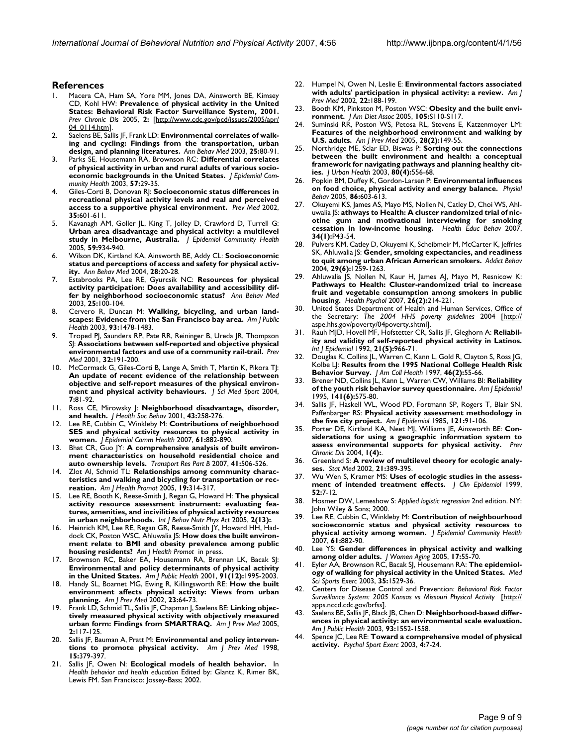## References

1. Macera CA, Ham SA, Yore MM, Jones DA, Ainsworth BE, Kimsey CD, Kohl HW: **Prevalence of physical activity in the United States: Behavioral Risk Factor Surveillance System, 2001.** *Prev Chronic Dis* 2005, **2:** [http://www.cdc.gov/pcd/issues/2005/apr/04_0114.htm].
2. Saelens BE, Sallis JF, Frank LD: **Environmental correlates of walking and cycling: Findings from the transportation, urban design, and planning literatures.** *Ann Behav Med* 2003, **25:**80-91.
3. Parks SE, Housemann RA, Brownson RC: **Differential correlates of physical activity in urban and rural adults of various socioeconomic backgrounds in the United States.** *J Epidemiol Community Health* 2003, **57:**29-35.
4. Giles-Corti B, Donovan RJ: **Socioeconomic status differences in recreational physical activity levels and real and perceived access to a supportive physical environment.** *Prev Med* 2002, **35:**601-611.
5. Kavanagh AM, Goller JL, King T, Jolley D, Crawford D, Turrell G: **Urban area disadvantage and physical activity: a multilevel study in Melbourne, Australia.** *J Epidemiol Community Health* 2005, **59:**934-940.
6. Wilson DK, Kirtland KA, Ainsworth BE, Addy CL: **Socioeconomic status and perceptions of access and safety for physical activity.** *Ann Behav Med* 2004, **28:**20-28.
7. Estabrooks PA, Lee RE, Gyurcsik NC: **Resources for physical activity participation: Does availability and accessibility differ by neighborhood socioeconomic status?** *Ann Behav Med* 2003, **25:**100-104.
8. Cervero R, Duncan M: **Walking, bicycling, and urban landscapes: Evidence from the San Francisco bay area.** *Am J Public Health* 2003, **93:**1478-1483.
9. Troped PJ, Saunders RP, Pate RR, Reininger B, Ureda JR, Thompson SJ: **Associations between self-reported and objective physical environmental factors and use of a community rail-trail.** *Prev Med* 2001, **32:**191-200.
10. McCormack G, Giles-Corti B, Lange A, Smith T, Martin K, Pikora TJ: **An update of recent evidence of the relationship between objective and self-report measures of the physical environment and physical activity behaviours.** *J Sci Med Sport* 2004, **7:**81-92.
11. Ross CE, Mirowsky J: **Neighborhood disadvantage, disorder, and health.** *J Health Soc Behav* 2001, **43:**258-276.
12. Lee RE, Cubbin C, Winkleby M: **Contributions of neighborhood SES and physical activity resources to physical activity in women.** *J Epidemiol Comm Health* 2007, **61:**882-890.
13. Bhat CR, Guo JY: **A comprehensive analysis of built environment characteristics on household residential choice and auto ownership levels.** *Transport Res Part B* 2007, **41:**506-526.
14. Zlot AI, Schmid TL: **Relationships among community characteristics and walking and bicycling for transportation or recreation.** *Am J Health Promot* 2005, **19:**314-317.
15. Lee RE, Booth K, Reese-Smith J, Regan G, Howard H: **The physical activity resource assessment instrument: evaluating features, amenities, and incivilities of physical activity resources in urban neighborhoods.** *Int J Behav Nutr Phys Act* 2005, **2(13):**.
16. Heinrich KM, Lee RE, Regan GR, Reese-Smith JY, Howard HH, Haddock CK, Poston WSC, Ahluwalia JS: **How does the built environment relate to BMI and obesity prevalence among public housing residents?** *Am J Health Promot* in press.
17. Brownson RC, Baker EA, Housemann RA, Brennan LK, Bacak SJ: **Environmental and policy determinants of physical activity in the United States.** *Am J Public Health* 2001, **91(12):**1995-2003.
18. Handy SL, Boarnet MG, Ewing R, Killingsworth RE: **How the built environment affects physical activity: Views from urban planning.** *Am J Prev Med* 2002, **23:**64-73.
19. Frank LD, Schmid TL, Sallis JF, Chapman J, Saelens BE: **Linking objectively measured physical activity with objectively measured urban form: Findings from SMARTRAQ.** *Am J Prev Med* 2005, **2:**117-125.
20. Sallis JF, Bauman A, Pratt M: **Environmental and policy interventions to promote physical activity.** *Am J Prev Med* 1998, **15:**379-397.
21. Sallis JF, Owen N: **Ecological models of health behavior.** In *Health behavior and health education* Edited by: Glantz K, Rimer BK, Lewis FM. San Francisco: Jossey-Bass; 2002.
22. Humpel N, Owen N, Leslie E: **Environmental factors associated with adults' participation in physical activity: a review.** *Am J Prev Med* 2002, **22:**188-199.
23. Booth KM, Pinkston M, Poston WSC: **Obesity and the built environment.** *J Am Diet Assoc* 2005, **105:**S110-S117.
24. Suminski RR, Poston WS, Petosa RL, Stevens E, Katzenmoyer LM: **Features of the neighborhood environment and walking by U.S. adults.** *Am J Prev Med* 2005, **28(2):**149-55.
25. Northridge ME, Sclar ED, Biswas P: **Sorting out the connections between the built environment and health: a conceptual framework for navigating pathways and planning healthy cities.** *J Urban Health* 2003, **80(4):**556-68.
26. Popkin BM, Duffey K, Gordon-Larsen P: **Environmental influences on food choice, physical activity and energy balance.** *Physiol Behav* 2005, **86:**603-613.
27. Okuyemi KS, James AS, Mayo MS, Nollen N, Catley D, Choi WS, Ahluwalia JS: **athways to Health: A cluster randomized trial of nicotine gum and motivational interviewing for smoking cessation in low-income housing.** *Health Educ Behav* 2007, **34(1):**P43-54.
28. Pulvers KM, Catley D, Okuyemi K, Scheibmeir M, McCarter K, Jeffries SK, Ahluwalia JS: **Gender, smoking expectancies, and readiness to quit among urban African American smokers.** *Addict Behav* 2004, **29(6):**1259-1263.
29. Ahluwalia JS, Nollen N, Kaur H, James AJ, Mayo M, Resnicow K: **Pathways to Health: Cluster-randomized trial to increase fruit and vegetable consumption among smokers in public housing.** *Health Psychol* 2007, **26(2):**214-221.
30. United States Department of Health and Human Services, Office of the Secretary: *The 2004 HHS poverty guidelines* 2004 [http://aspe.hhs.gov/poverty/04poverty.shtml].
31. Rauh MJD, Hovell MF, Hofstetter CR, Sallis JF, Gleghorn A: **Reliability and validity of self-reported physical activity in Latinos.** *Int J Epidemiol* 1992, **21(5):**966-71.
32. Douglas K, Collins JL, Warren C, Kann L, Gold R, Clayton S, Ross JG, Kolbe LJ: **Results from the 1995 National College Health Risk Behavior Survey.** *J Am Coll Health* 1997, **46(2):**55-66.
33. Brener ND, Collins JL, Kann L, Warren CW, Williams BI: **Reliability of the youth risk behavior survey questionnaire.** *Am J Epidemiol* 1995, **141(6):**575-80.
34. Sallis JF, Haskell WL, Wood PD, Fortmann SP, Rogers T, Blair SN, Paffenbarger RS: **Physical activity assessment methodology in the five city project.** *Am J Epidemiol* 1985, **121:**91-106.
35. Porter DE, Kirtland KA, Neet MJ, Williams JE, Ainsworth BE: **Considerations for using a geographic information system to assess environmental supports for physical activity.** *Prev Chronic Dis* 2004, **1(4):**.
36. Greenland S: **A review of multilevel theory for ecologic analyses.** *Stat Med* 2002, **21:**389-395.
37. Wu Wen S, Kramer MS: **Uses of ecologic studies in the assessment of intended treatment effects.** *J Clin Epidemiol* 1999, **52:**7-12.
38. Hosmer DW, Lemeshow S: *Applied logistic regression* 2nd edition. NY: John Wiley & Sons; 2000.
39. Lee RE, Cubbin C, Winkleby M: **Contribution of neighbourhood socioeconomic status and physical activity resources to physical activity among women.** *J Epidemiol Community Health* 2007, **61:**882-90.
40. Lee YS: **Gender differences in physical activity and walking among older adults.** *J Women Aging* 2005, **17:**55-70.
41. Eyler AA, Brownson RC, Bacak SJ, Housemann RA: **The epidemiology of walking for physical activity in the United States.** *Med Sci Sports Exerc* 2003, **35:**1529-36.
42. Centers for Disease Control and Prevention: *Behavioral Risk Factor Surveillance System: 2005 Kansas vs Missouri Physical Activity* [http://apps.nccd.cdc.gov/brfss].
43. Saelens BE, Sallis JF, Black JB, Chen D: **Neighborhood-based differences in physical activity: an environmental scale evaluation.** *Am J Public Health* 2003, **93:**1552-1558.
44. Spence JC, Lee RE: **Toward a comprehensive model of physical activity.** *Psychol Sport Exerc* 2003, **4:**7-24.